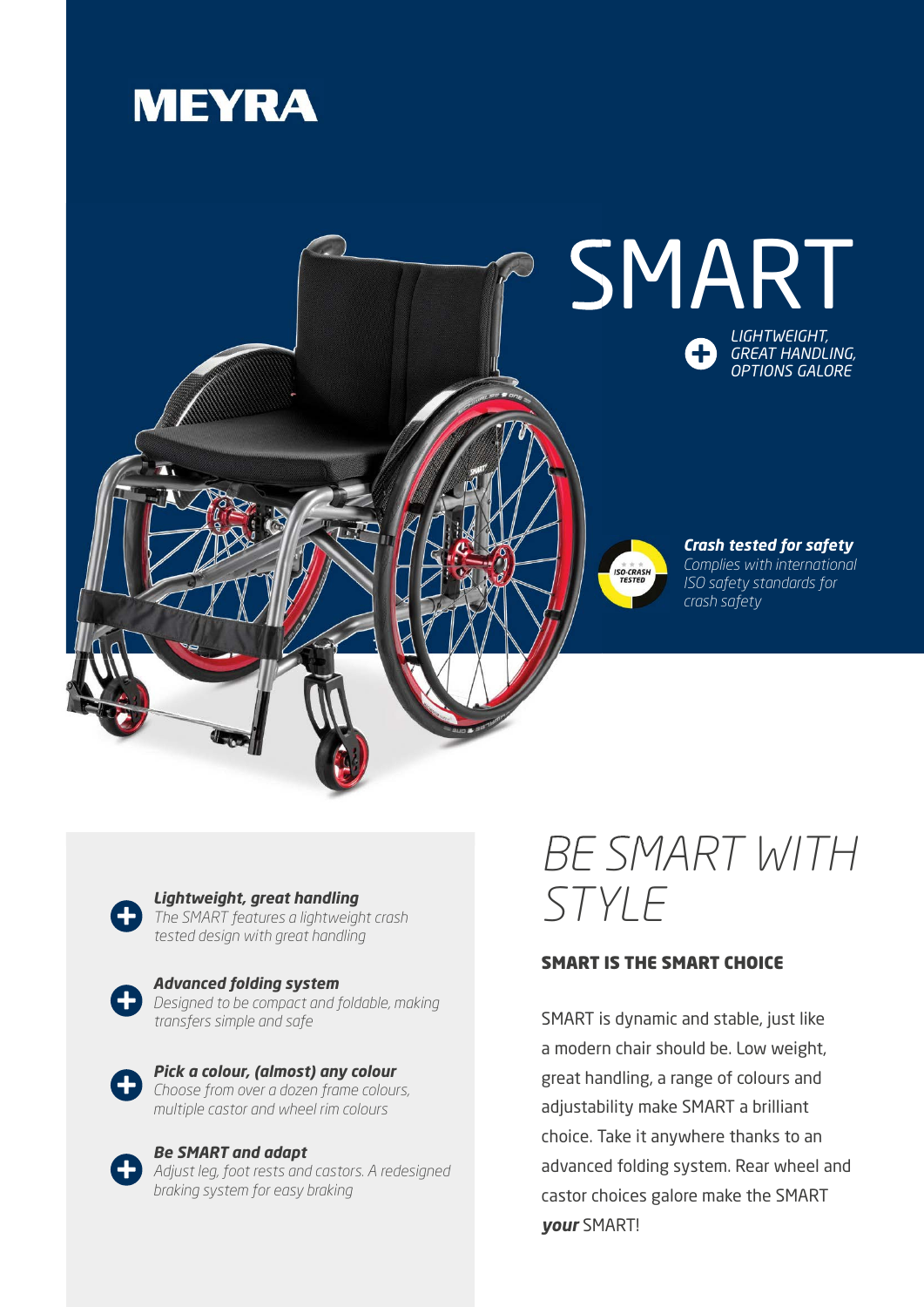MEYRA

# SMART

*LIGHTWEIGHT, GREAT HANDLING, OPTIONS GALORE*

ISO-CRASH TESTED

***Crash tested for safety***
*Complies with international ISO safety standards for crash safety*

***Lightweight, great handling***
*The SMART features a lightweight crash tested design with great handling*

***Advanced folding system***
*Designed to be compact and foldable, making transfers simple and safe*

***Pick a colour, (almost) any colour***
*Choose from over a dozen frame colours, multiple castor and wheel rim colours*

***Be SMART and adapt***
*Adjust leg, foot rests and castors. A redesigned braking system for easy braking*

# *BE SMART WITH STYLE*

## SMART IS THE SMART CHOICE

SMART is dynamic and stable, just like a modern chair should be. Low weight, great handling, a range of colours and adjustability make SMART a brilliant choice. Take it anywhere thanks to an advanced folding system. Rear wheel and castor choices galore make the SMART ***your*** SMART!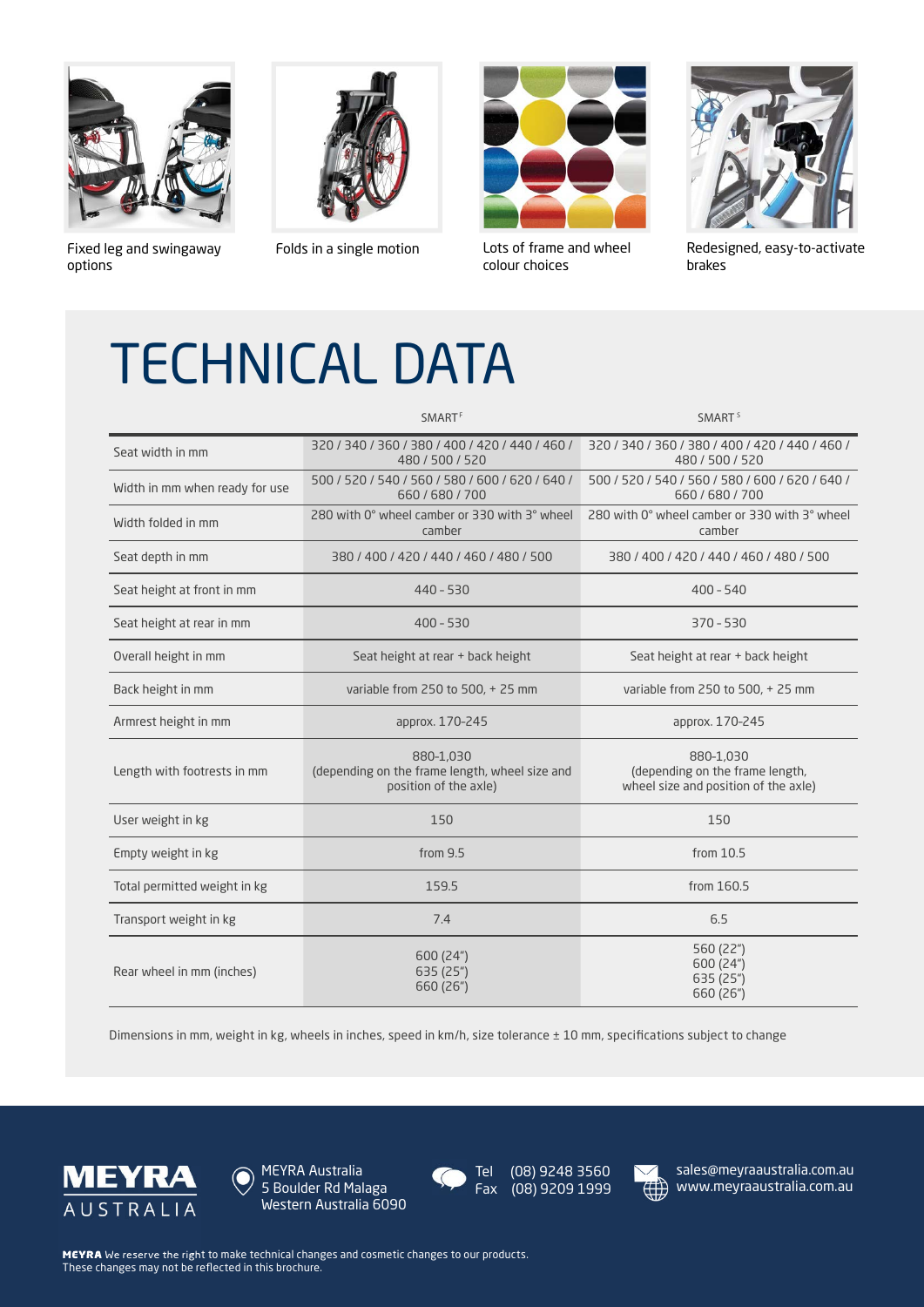Fixed leg and swingaway options

Folds in a single motion

Lots of frame and wheel colour choices

Redesigned, easy-to-activate brakes

# TECHNICAL DATA

| | SMART[F] | SMART[S] |
|---|---|---|
| Seat width in mm | 320 / 340 / 360 / 380 / 400 / 420 / 440 / 460 / 480 / 500 / 520 | 320 / 340 / 360 / 380 / 400 / 420 / 440 / 460 / 480 / 500 / 520 |
| Width in mm when ready for use | 500 / 520 / 540 / 560 / 580 / 600 / 620 / 640 / 660 / 680 / 700 | 500 / 520 / 540 / 560 / 580 / 600 / 620 / 640 / 660 / 680 / 700 |
| Width folded in mm | 280 with 0° wheel camber or 330 with 3° wheel camber | 280 with 0° wheel camber or 330 with 3° wheel camber |
| Seat depth in mm | 380 / 400 / 420 / 440 / 460 / 480 / 500 | 380 / 400 / 420 / 440 / 460 / 480 / 500 |
| Seat height at front in mm | 440 - 530 | 400 - 540 |
| Seat height at rear in mm | 400 - 530 | 370 - 530 |
| Overall height in mm | Seat height at rear + back height | Seat height at rear + back height |
| Back height in mm | variable from 250 to 500, + 25 mm | variable from 250 to 500, + 25 mm |
| Armrest height in mm | approx. 170-245 | approx. 170-245 |
| Length with footrests in mm | 880-1,030 (depending on the frame length, wheel size and position of the axle) | 880-1,030 (depending on the frame length, wheel size and position of the axle) |
| User weight in kg | 150 | 150 |
| Empty weight in kg | from 9.5 | from 10.5 |
| Total permitted weight in kg | 159.5 | from 160.5 |
| Transport weight in kg | 7.4 | 6.5 |
| Rear wheel in mm (inches) | 600 (24")<br>635 (25")<br>660 (26") | 560 (22")<br>600 (24")<br>635 (25")<br>660 (26") |

Dimensions in mm, weight in kg, wheels in inches, speed in km/h, size tolerance ± 10 mm, specifications subject to change

MEYRA AUSTRALIA

MEYRA Australia
5 Boulder Rd Malaga
Western Australia 6090

Tel (08) 9248 3560
Fax (08) 9209 1999

sales@meyraaustralia.com.au
www.meyraaustralia.com.au

**MEYRA** We reserve the right to make technical changes and cosmetic changes to our products. These changes may not be reflected in this brochure.